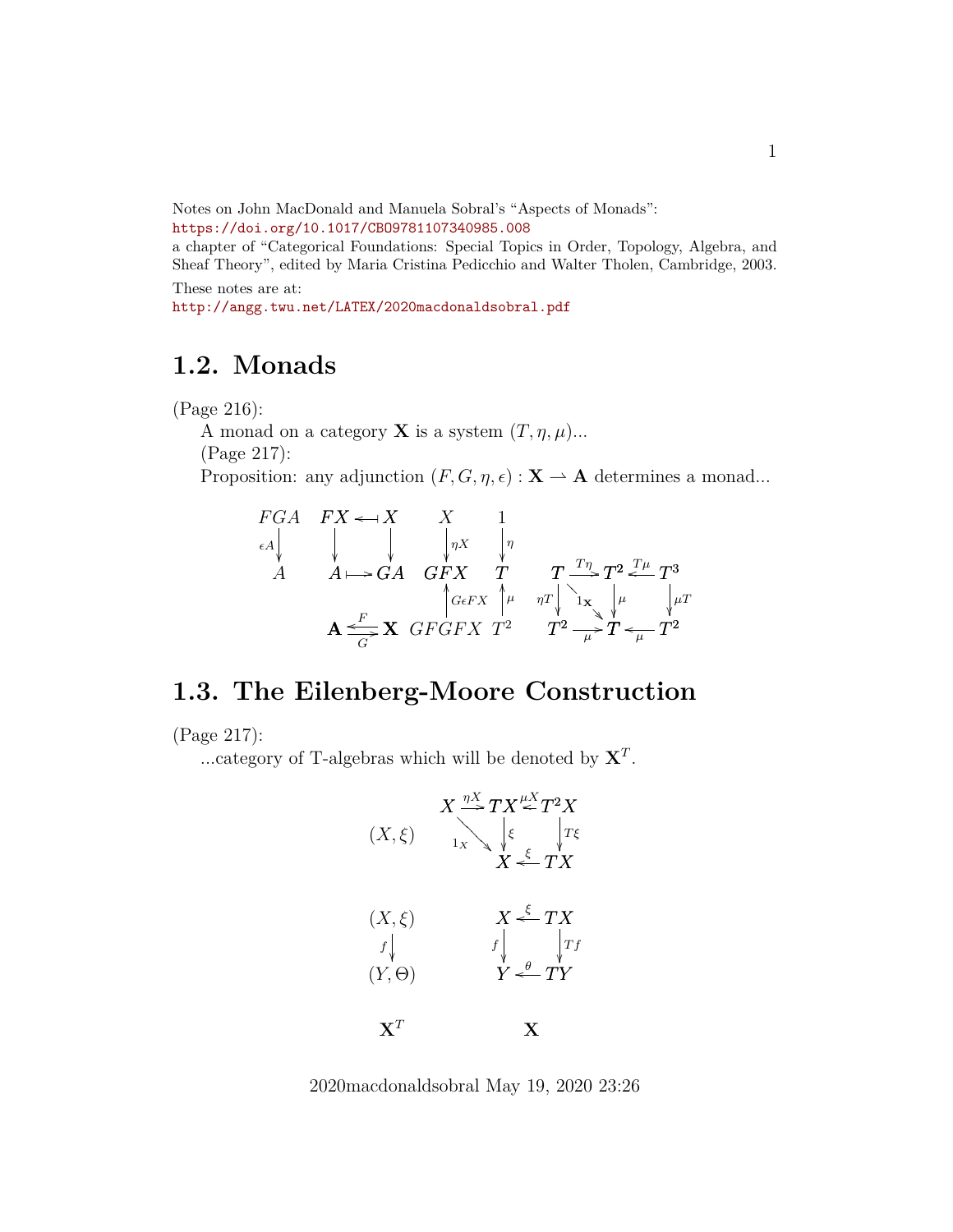Notes on John MacDonald and Manuela Sobral's "Aspects of Monads":
https://doi.org/10.1017/CBO9781107340985.008
a chapter of "Categorical Foundations: Special Topics in Order, Topology, Algebra, and Sheaf Theory", edited by Maria Cristina Pedicchio and Walter Tholen, Cambridge, 2003.

These notes are at:
http://angg.twu.net/LATEX/2020macdonaldsobral.pdf

## 1.2. Monads

(Page 216):

A monad on a category $\mathbf{X}$ is a system $(T, \eta, \mu)$...

(Page 217):

Proposition: any adjunction $(F, G, \eta, \epsilon) : \mathbf{X} \rightharpoonup \mathbf{A}$ determines a monad...

$$
\begin{array}{ccccccc}
FGA & FX \longleftarrow X & X & 1 & & & \\
\downarrow{\scriptstyle \epsilon A} & \downarrow \quad\quad \downarrow & \downarrow{\scriptstyle \eta X} & \downarrow{\scriptstyle \eta} & & & \\
A & A \longmapsto GA & GFX & T & T \xrightarrow{T\eta} T^2 \xleftarrow{T\mu} T^3 & & \\
 & & \uparrow{\scriptstyle G\epsilon FX} & \uparrow{\scriptstyle \mu} & {\scriptstyle \eta T}\downarrow \;\searrow^{1_{\mathbf{X}}}\; \downarrow{\scriptstyle \mu} \quad \downarrow{\scriptstyle \mu T} & & \\
 & \mathbf{A} \underset{G}{\overset{F}{\rightleftarrows}} \mathbf{X} & GFGFX & T^2 & T^2 \xrightarrow{\mu} T \xleftarrow{\mu} T^2 & &
\end{array}
$$

## 1.3. The Eilenberg-Moore Construction

(Page 217):

...category of T-algebras which will be denoted by $\mathbf{X}^T$.

$$
(X, \xi) \qquad
\begin{array}{ccc}
X & \xrightarrow{\eta X} TX & \xleftarrow{\mu X} T^2X \\
 & {\scriptstyle 1_X}\searrow \quad \downarrow{\scriptstyle \xi} & \downarrow{\scriptstyle T\xi} \\
 & X & \xleftarrow{\xi} TX
\end{array}
$$

$$
\begin{array}{ccc}
(X, \xi) & & X \xleftarrow{\xi} TX \\
\downarrow{\scriptstyle f} & & {\scriptstyle f}\downarrow \qquad \downarrow{\scriptstyle Tf} \\
(Y, \Theta) & & Y \xleftarrow{\theta} TY \\
 & & \\
\mathbf{X}^T & & \mathbf{X}
\end{array}
$$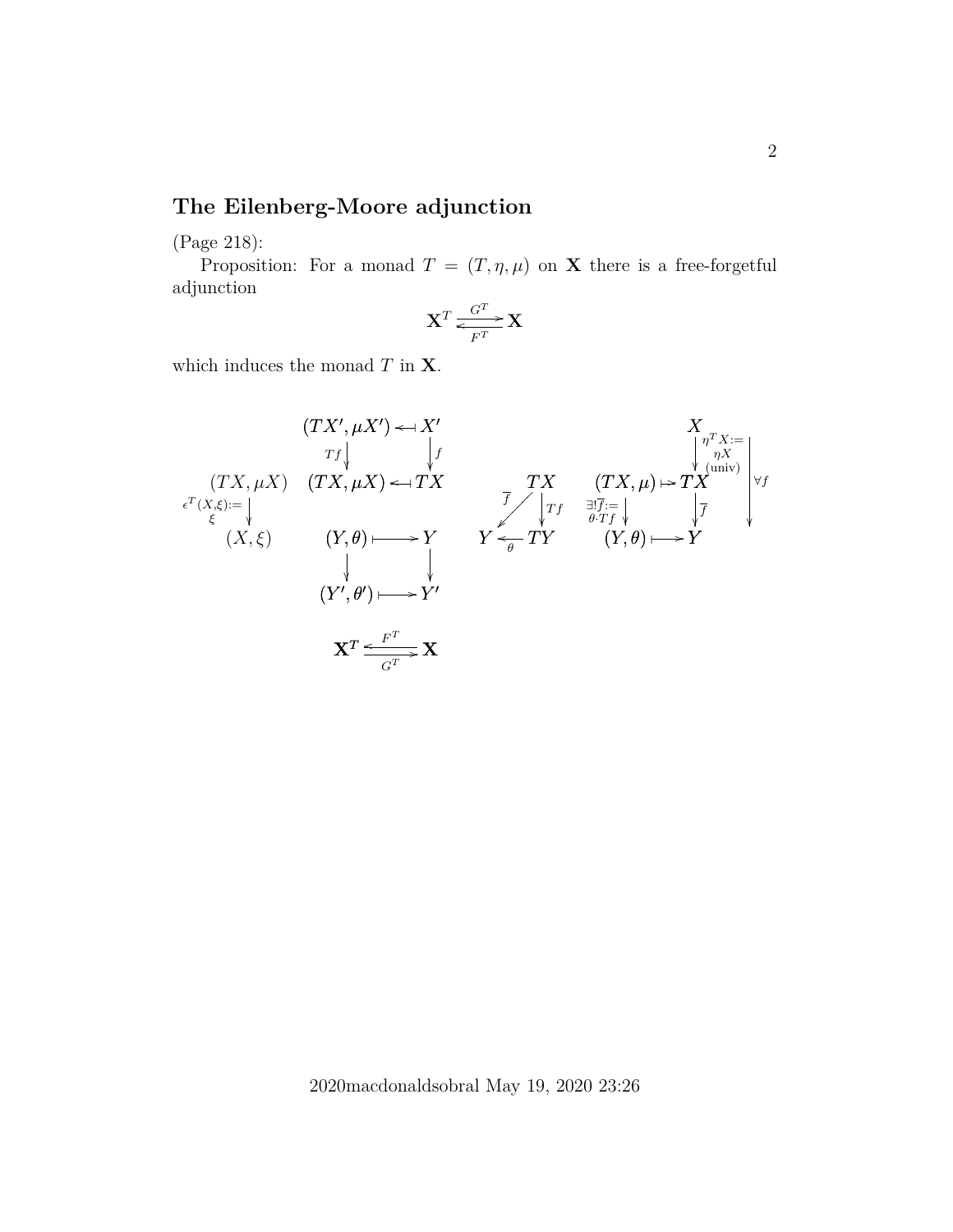## The Eilenberg-Moore adjunction

(Page 218):

Proposition: For a monad $T = (T, \eta, \mu)$ on $\mathbf{X}$ there is a free-forgetful adjunction

$$\mathbf{X}^T \underset{F^T}{\overset{G^T}{\rightleftarrows}} \mathbf{X}$$

which induces the monad $T$ in $\mathbf{X}$.

$$\begin{array}{ccc} & (TX', \mu X') \leftarrow\!\shortmid X' & \\ & Tf \downarrow \qquad\quad \downarrow f & \\ (TX, \mu X) & (TX, \mu X) \leftarrow\!\shortmid TX & \\ \epsilon^T(X,\xi) := \xi \downarrow & & \\ (X, \xi) & (Y, \theta) \longmapsto Y & \\ & \downarrow \qquad\qquad \downarrow & \\ & (Y', \theta') \longmapsto Y' & \end{array}$$

$$\mathbf{X}^T \underset{G^T}{\overset{F^T}{\leftrightarrows}} \mathbf{X}$$

$$\begin{array}{ccc} & TX & \\ \overline{f} \swarrow & \downarrow Tf & \\ Y & \underset{\theta}{\leftarrow} TY & \end{array}$$

$$\begin{array}{ccc} & X & \\ & \downarrow \eta^T X := \eta X \text{ (univ)} & \\ (TX, \mu) & \mapsto TX & \forall f \\ \exists! \overline{f} := \theta \cdot Tf \downarrow & \downarrow \overline{f} & \\ (Y, \theta) & \longmapsto Y & \end{array}$$